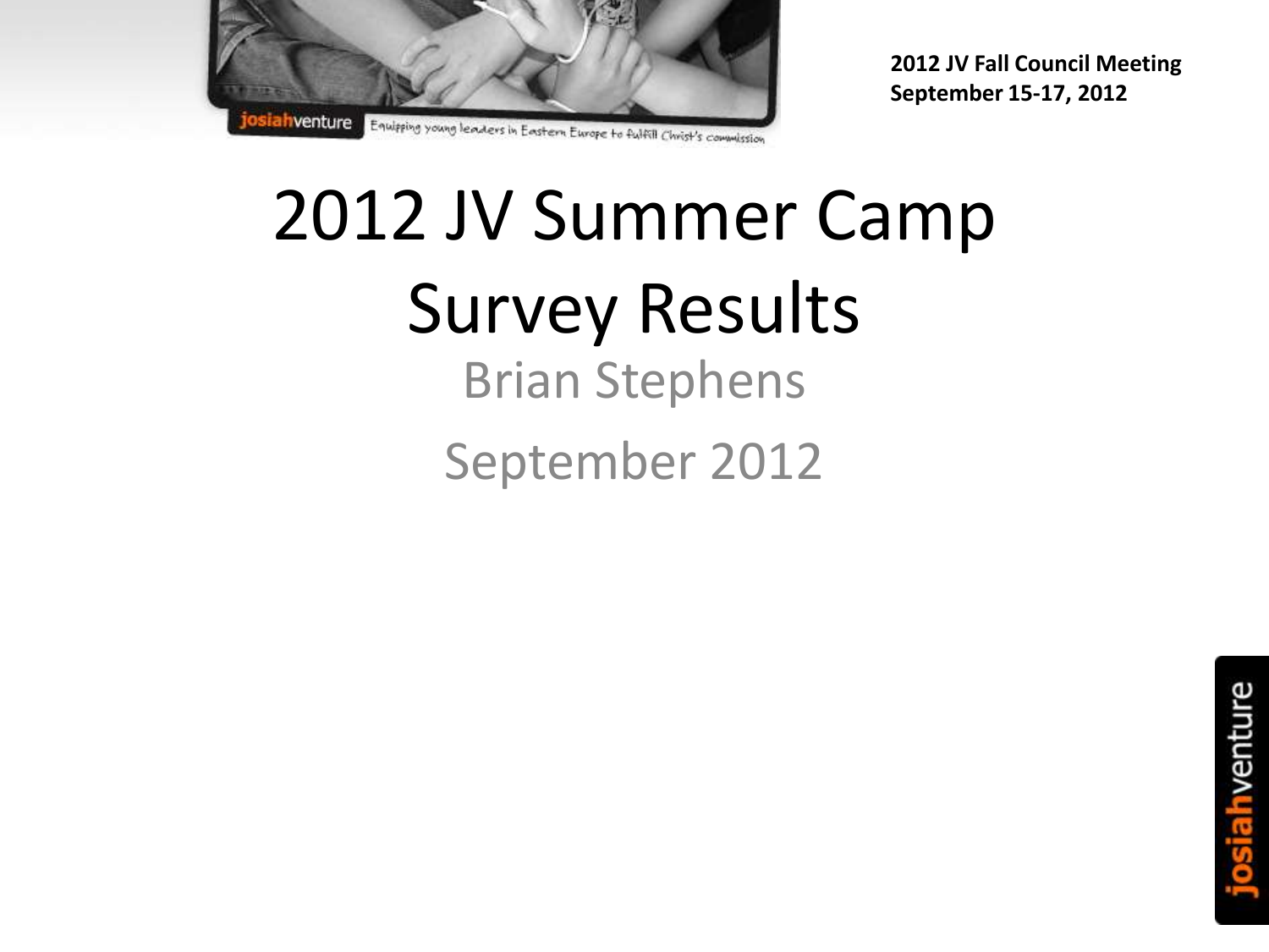**2012 JV Fall Council Meeting**
**September 15-17, 2012**

# 2012 JV Summer Camp Survey Results

Brian Stephens

September 2012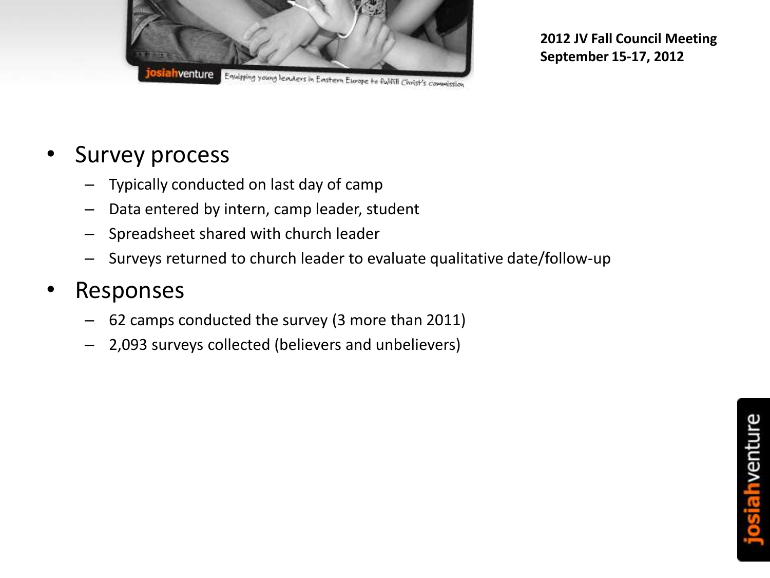- Survey process
  - Typically conducted on last day of camp
  - Data entered by intern, camp leader, student
  - Spreadsheet shared with church leader
  - Surveys returned to church leader to evaluate qualitative date/follow-up
- Responses
  - 62 camps conducted the survey (3 more than 2011)
  - 2,093 surveys collected (believers and unbelievers)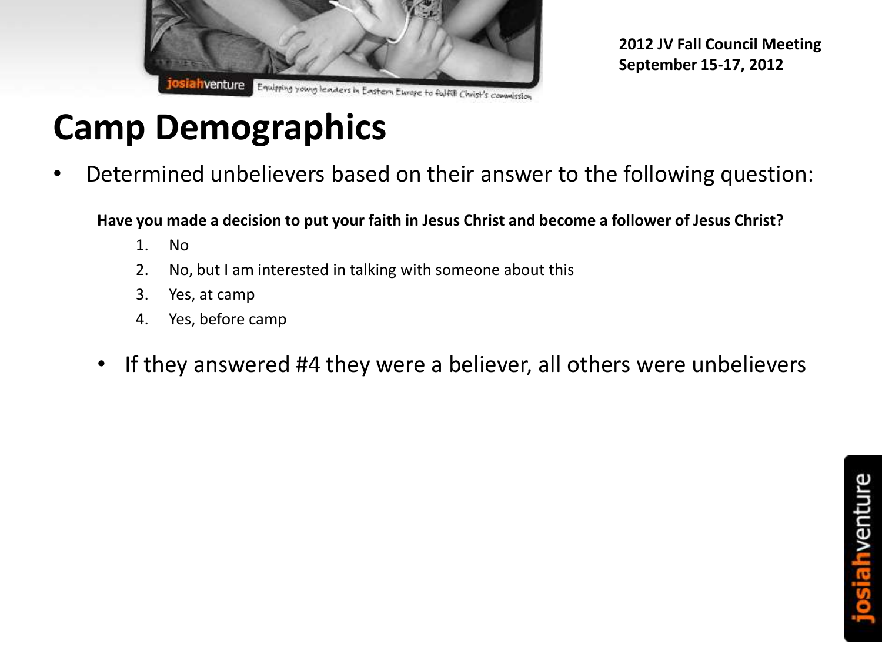# Camp Demographics

- Determined unbelievers based on their answer to the following question:

**Have you made a decision to put your faith in Jesus Christ and become a follower of Jesus Christ?**

1. No
2. No, but I am interested in talking with someone about this
3. Yes, at camp
4. Yes, before camp

- If they answered #4 they were a believer, all others were unbelievers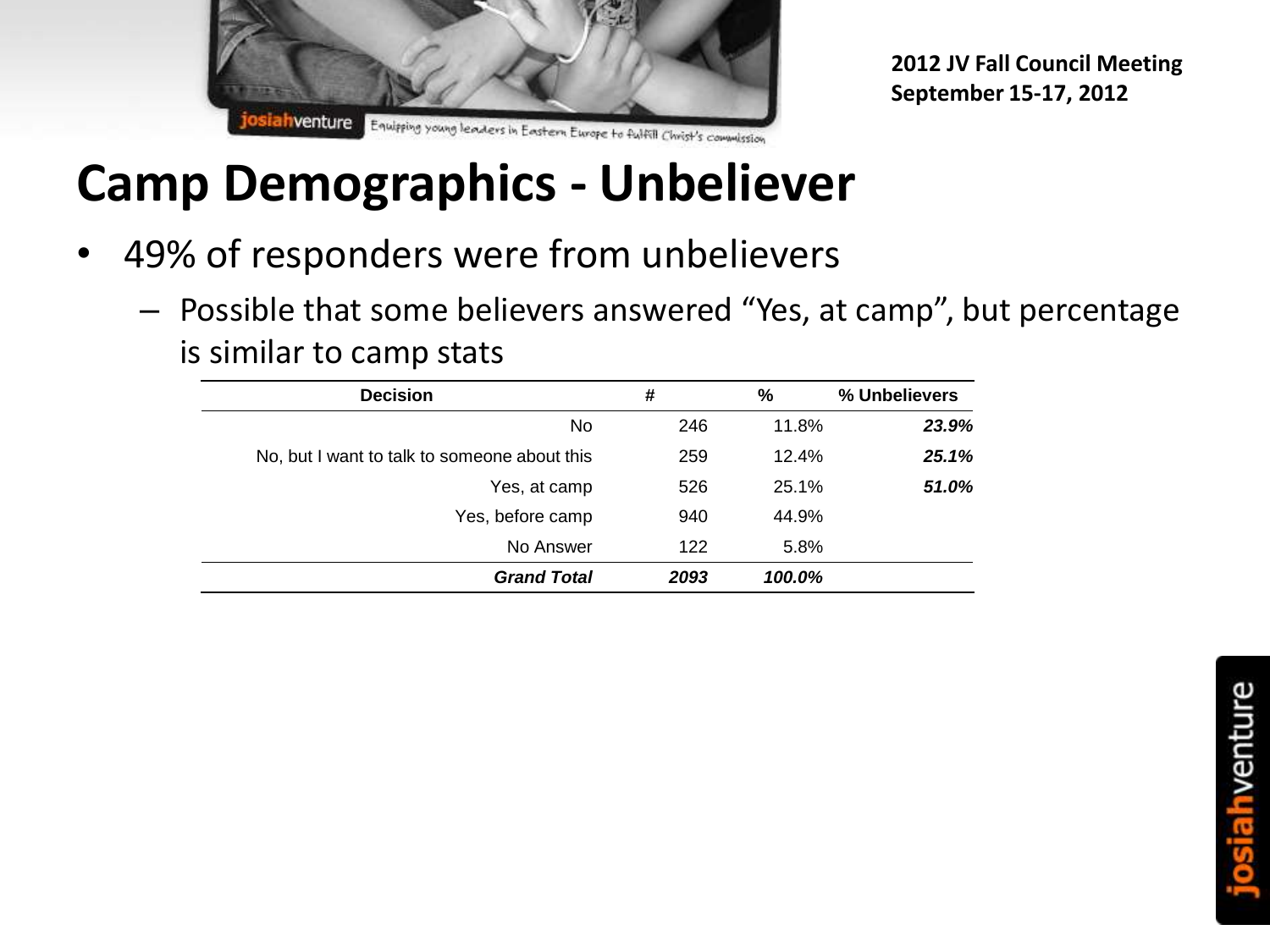# Camp Demographics - Unbeliever

- 49% of responders were from unbelievers
  - Possible that some believers answered "Yes, at camp", but percentage is similar to camp stats

| Decision | # | % | % Unbelievers |
|---|---|---|---|
| No | 246 | 11.8% | ***23.9%*** |
| No, but I want to talk to someone about this | 259 | 12.4% | ***25.1%*** |
| Yes, at camp | 526 | 25.1% | ***51.0%*** |
| Yes, before camp | 940 | 44.9% | |
| No Answer | 122 | 5.8% | |
| ***Grand Total*** | ***2093*** | ***100.0%*** | |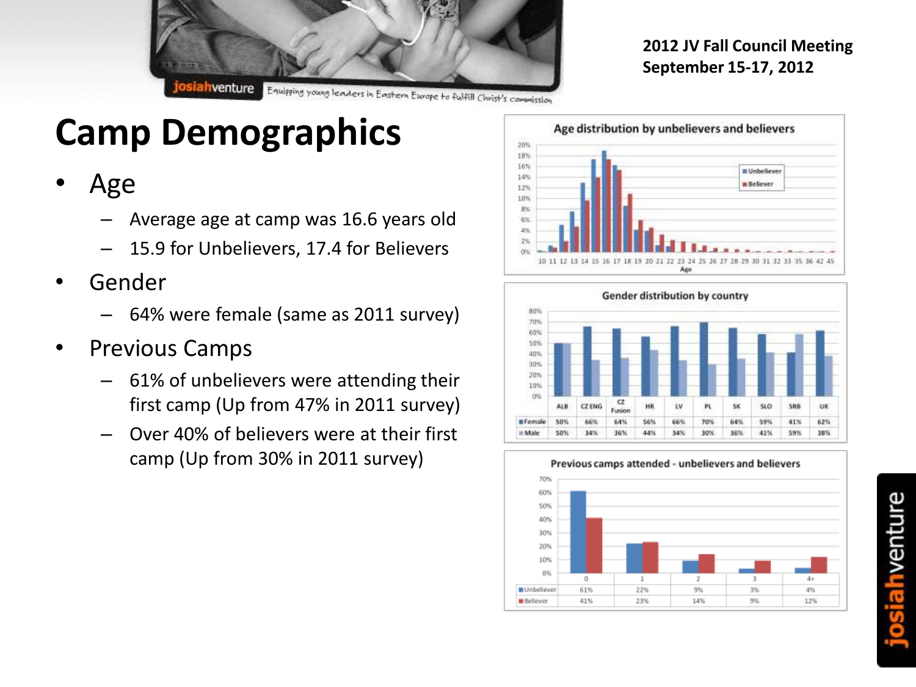2012 JV Fall Council Meeting
September 15-17, 2012

# Camp Demographics

- Age
  - Average age at camp was 16.6 years old
  - 15.9 for Unbelievers, 17.4 for Believers
- Gender
  - 64% were female (same as 2011 survey)
- Previous Camps
  - 61% of unbelievers were attending their first camp (Up from 47% in 2011 survey)
  - Over 40% of believers were at their first camp (Up from 30% in 2011 survey)

**Age distribution by unbelievers and believers**

**Gender distribution by country**

| | ALB | CZ ENG | CZ Fusion | HR | LV | PL | SK | SLO | SRB | UK |
|---|---|---|---|---|---|---|---|---|---|---|
| Female | 50% | 66% | 64% | 56% | 66% | 70% | 64% | 59% | 41% | 62% |
| Male | 50% | 34% | 36% | 44% | 34% | 30% | 36% | 41% | 59% | 38% |

**Previous camps attended - unbelievers and believers**

| | 0 | 1 | 2 | 3 | 4+ |
|---|---|---|---|---|---|
| Unbeliever | 61% | 22% | 9% | 3% | 4% |
| Believer | 41% | 23% | 14% | 9% | 12% |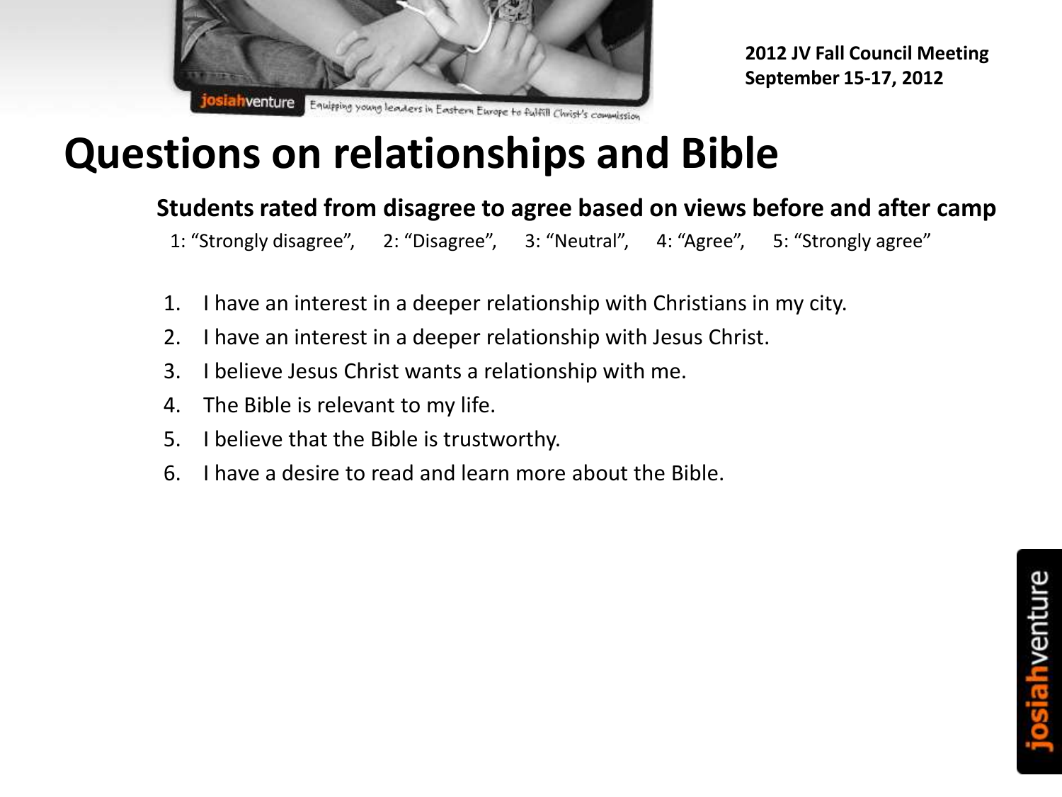# Questions on relationships and Bible

**Students rated from disagree to agree based on views before and after camp**

1: "Strongly disagree", 2: "Disagree", 3: "Neutral", 4: "Agree", 5: "Strongly agree"

1. I have an interest in a deeper relationship with Christians in my city.
2. I have an interest in a deeper relationship with Jesus Christ.
3. I believe Jesus Christ wants a relationship with me.
4. The Bible is relevant to my life.
5. I believe that the Bible is trustworthy.
6. I have a desire to read and learn more about the Bible.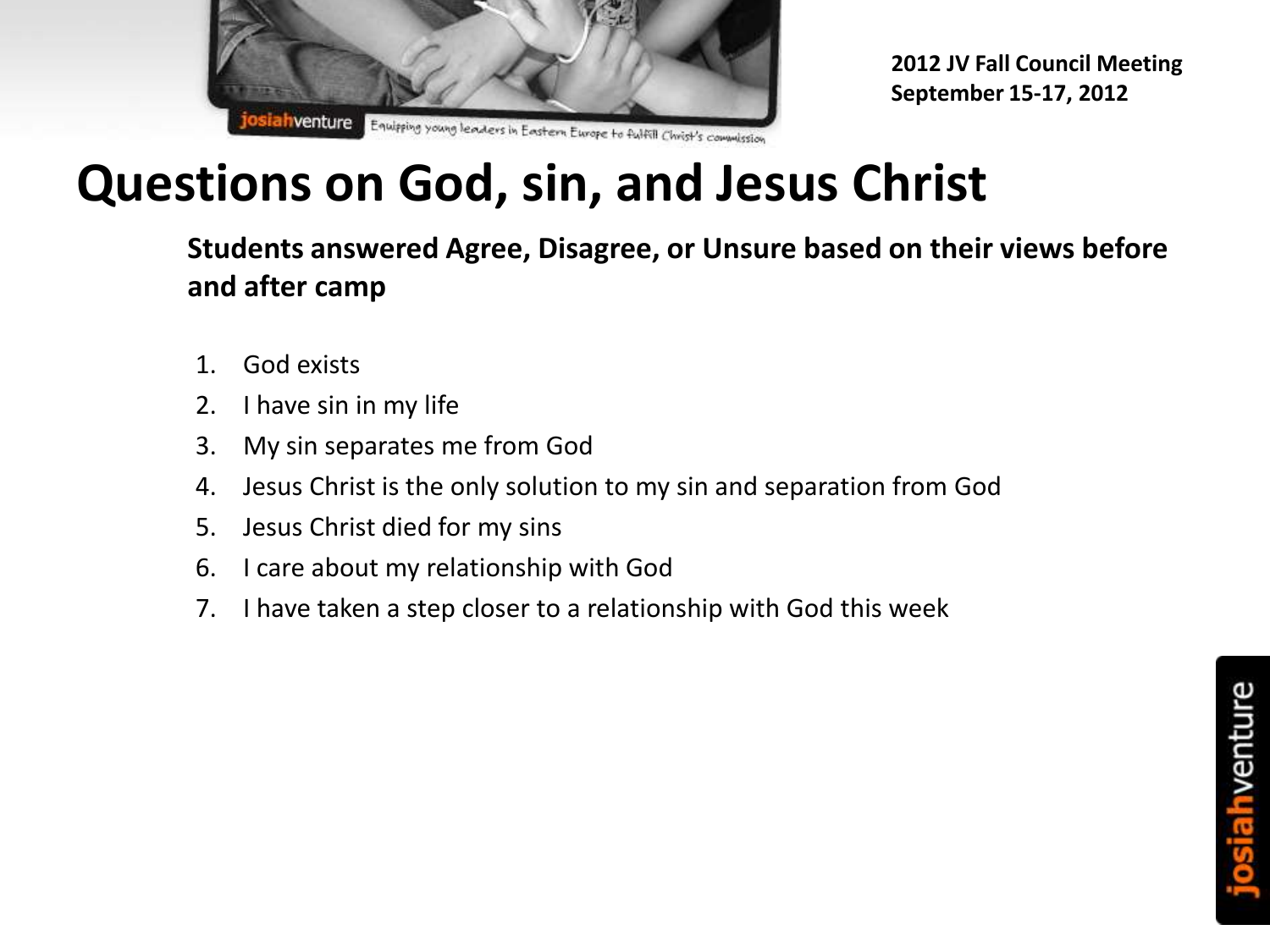2012 JV Fall Council Meeting
September 15-17, 2012

# Questions on God, sin, and Jesus Christ

**Students answered Agree, Disagree, or Unsure based on their views before and after camp**

1. God exists
2. I have sin in my life
3. My sin separates me from God
4. Jesus Christ is the only solution to my sin and separation from God
5. Jesus Christ died for my sins
6. I care about my relationship with God
7. I have taken a step closer to a relationship with God this week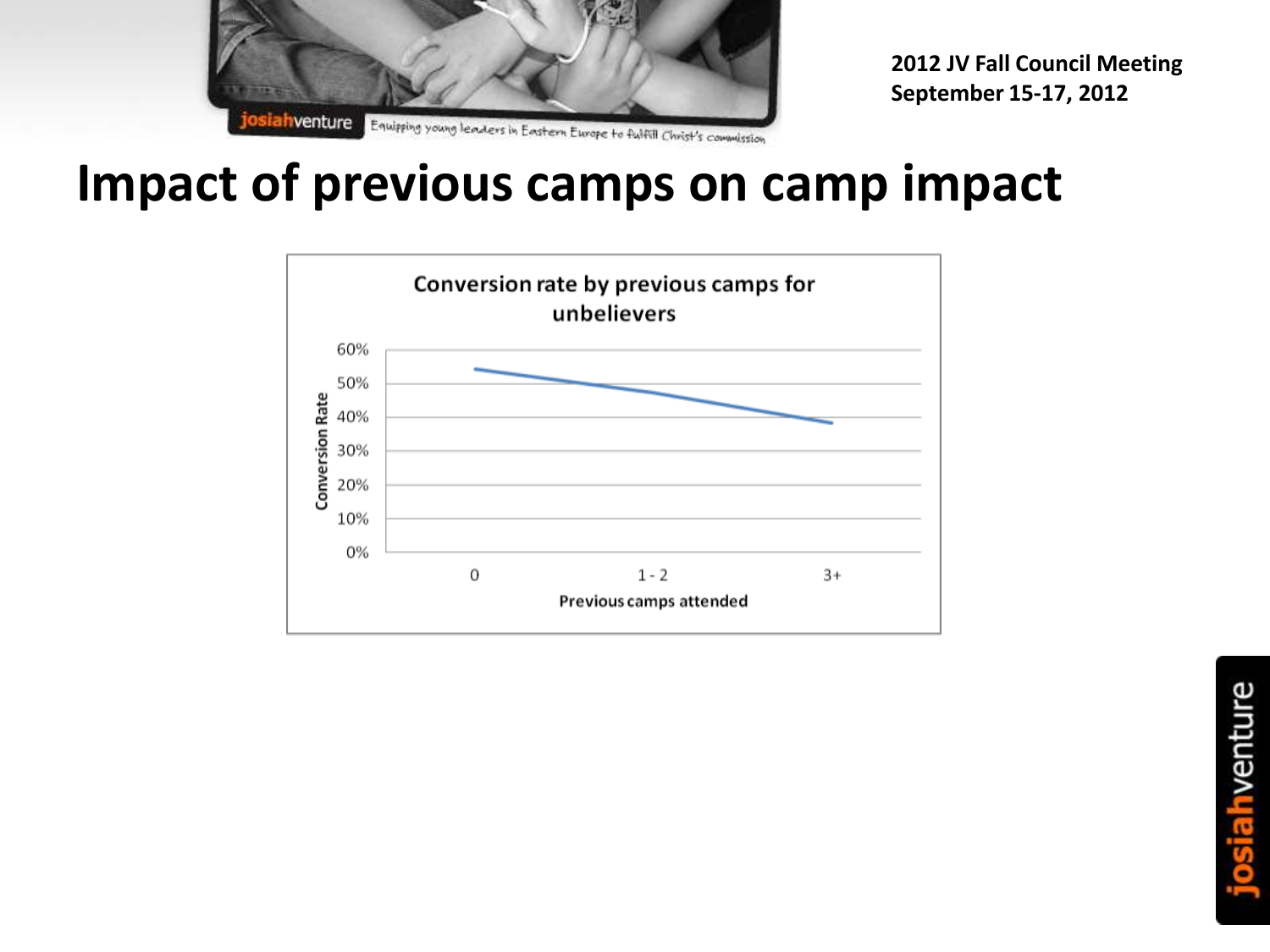# Impact of previous camps on camp impact

**Conversion rate by previous camps for unbelievers**

Conversion Rate

60%
50%
40%
30%
20%
10%
0%

0 | 1 - 2 | 3+

Previous camps attended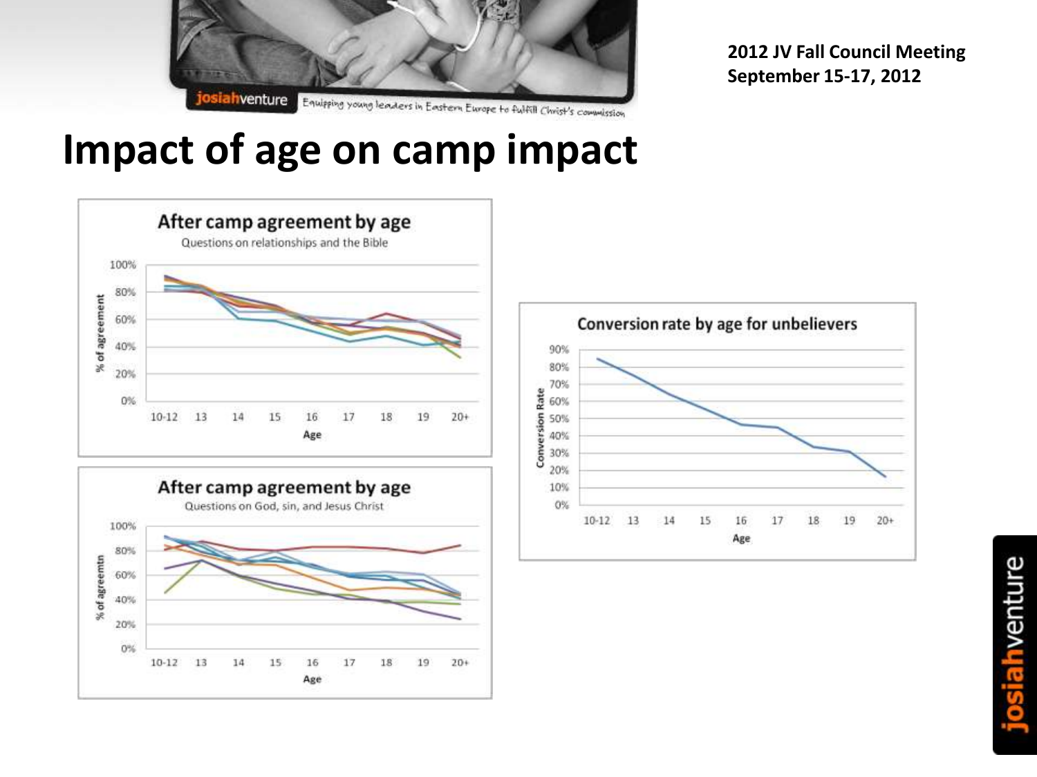2012 JV Fall Council Meeting
September 15-17, 2012

# Impact of age on camp impact

**After camp agreement by age**
Questions on relationships and the Bible

% of agreement: 0%, 20%, 40%, 60%, 80%, 100%

Age: 10-12, 13, 14, 15, 16, 17, 18, 19, 20+

**After camp agreement by age**
Questions on God, sin, and Jesus Christ

% of agreemtn: 0%, 20%, 40%, 60%, 80%, 100%

Age: 10-12, 13, 14, 15, 16, 17, 18, 19, 20+

**Conversion rate by age for unbelievers**

Conversion Rate: 0%, 10%, 20%, 30%, 40%, 50%, 60%, 70%, 80%, 90%

Age: 10-12, 13, 14, 15, 16, 17, 18, 19, 20+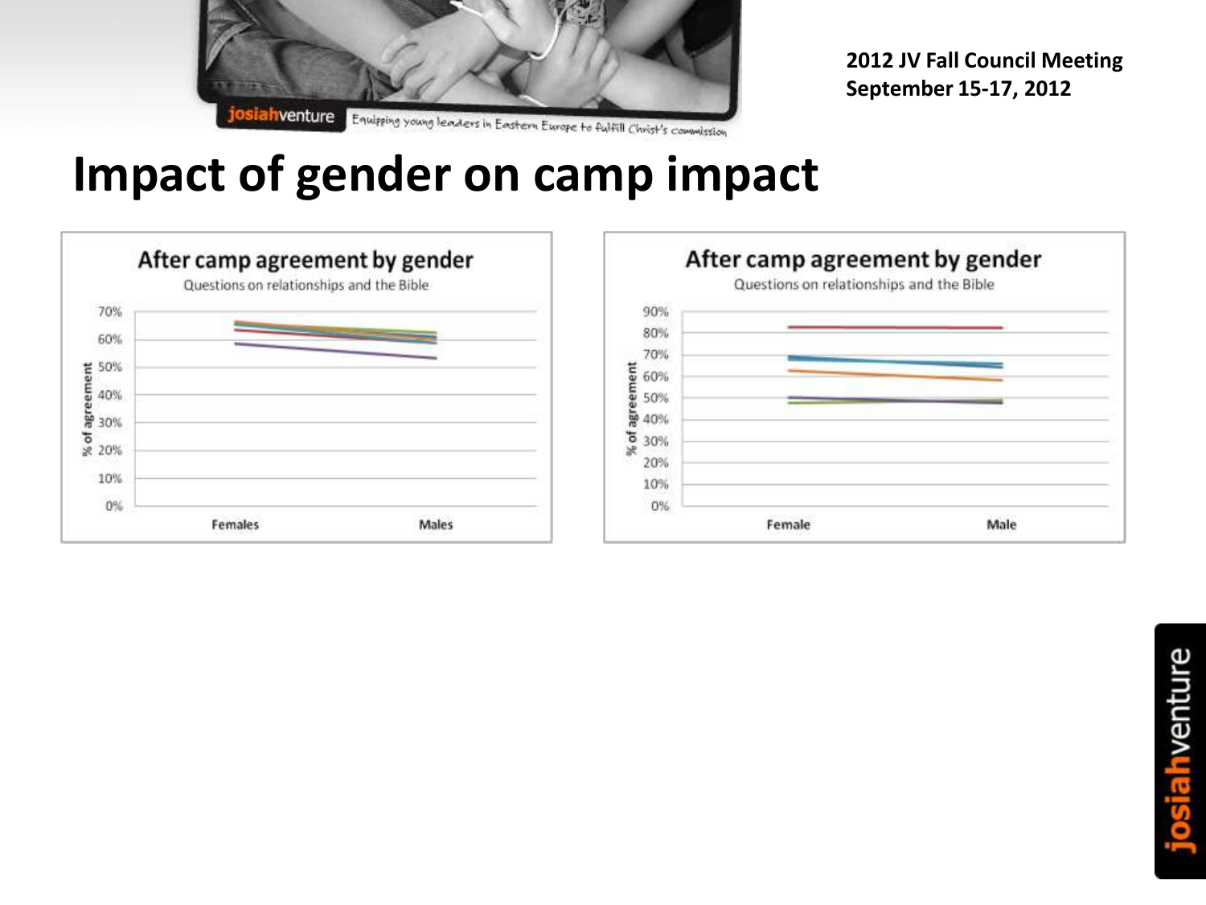2012 JV Fall Council Meeting
September 15-17, 2012

# Impact of gender on camp impact

**After camp agreement by gender**

Questions on relationships and the Bible

**After camp agreement by gender**

Questions on relationships and the Bible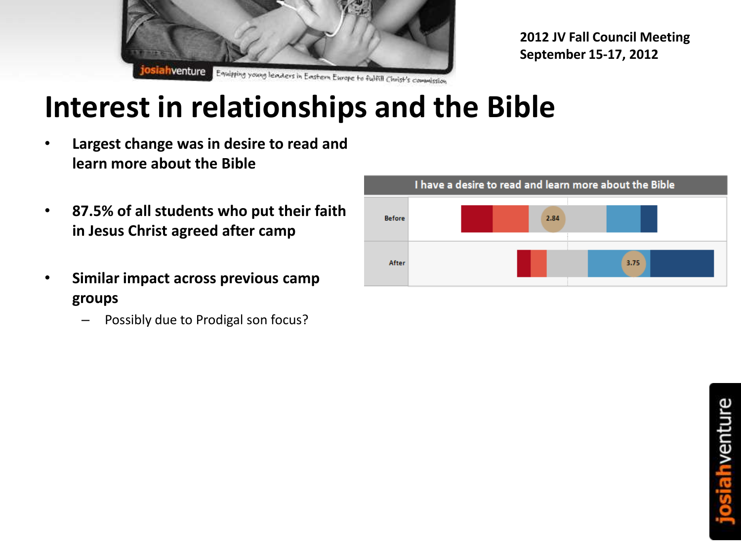# Interest in relationships and the Bible

- **Largest change was in desire to read and learn more about the Bible**
- **87.5% of all students who put their faith in Jesus Christ agreed after camp**
- **Similar impact across previous camp groups**
  - Possibly due to Prodigal son focus?

I have a desire to read and learn more about the Bible

| | Mean |
|---|---|
| Before | 2.84 |
| After | 3.75 |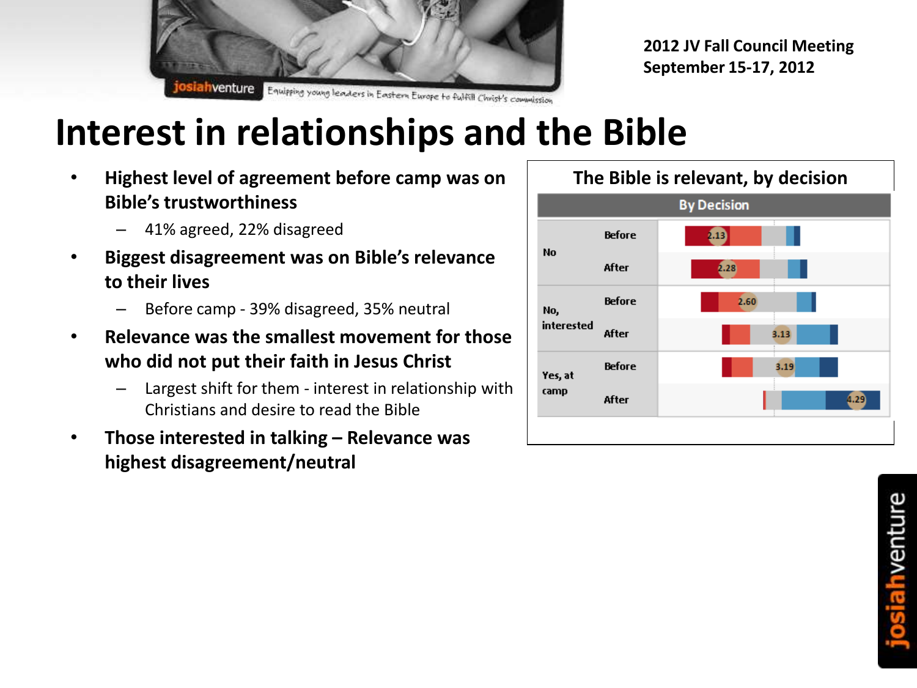2012 JV Fall Council Meeting
September 15-17, 2012

# Interest in relationships and the Bible

- **Highest level of agreement before camp was on Bible's trustworthiness**
  - 41% agreed, 22% disagreed
- **Biggest disagreement was on Bible's relevance to their lives**
  - Before camp - 39% disagreed, 35% neutral
- **Relevance was the smallest movement for those who did not put their faith in Jesus Christ**
  - Largest shift for them - interest in relationship with Christians and desire to read the Bible
- **Those interested in talking – Relevance was highest disagreement/neutral**

**The Bible is relevant, by decision**

| By Decision | | |
|---|---|---|
| No | Before | 2.13 |
| | After | 2.28 |
| No, interested | Before | 2.60 |
| | After | 3.13 |
| Yes, at camp | Before | 3.19 |
| | After | 4.29 |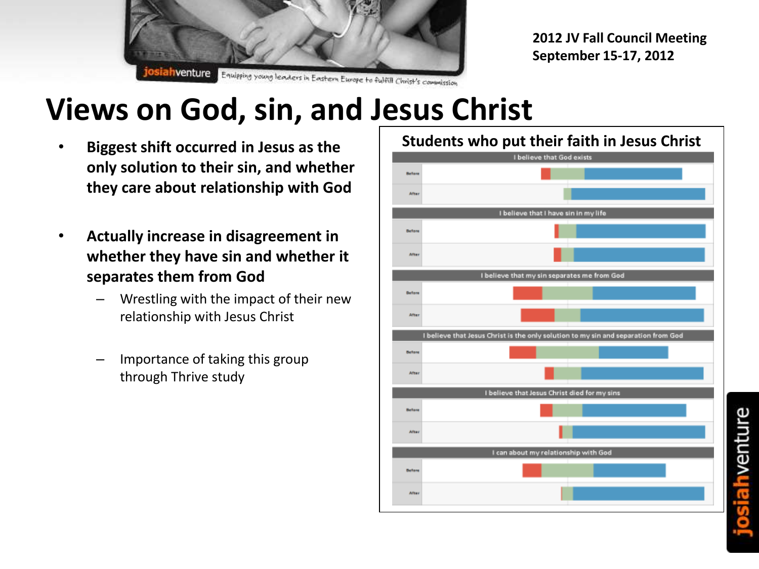2012 JV Fall Council Meeting
September 15-17, 2012

# Views on God, sin, and Jesus Christ

- **Biggest shift occurred in Jesus as the only solution to their sin, and whether they care about relationship with God**
- **Actually increase in disagreement in whether they have sin and whether it separates them from God**
  - Wrestling with the impact of their new relationship with Jesus Christ
  - Importance of taking this group through Thrive study

**Students who put their faith in Jesus Christ**

I believe that God exists
Before
After

I believe that I have sin in my life
Before
After

I believe that my sin separates me from God
Before
After

I believe that Jesus Christ is the only solution to my sin and separation from God
Before
After

I believe that Jesus Christ died for my sins
Before
After

I can about my relationship with God
Before
After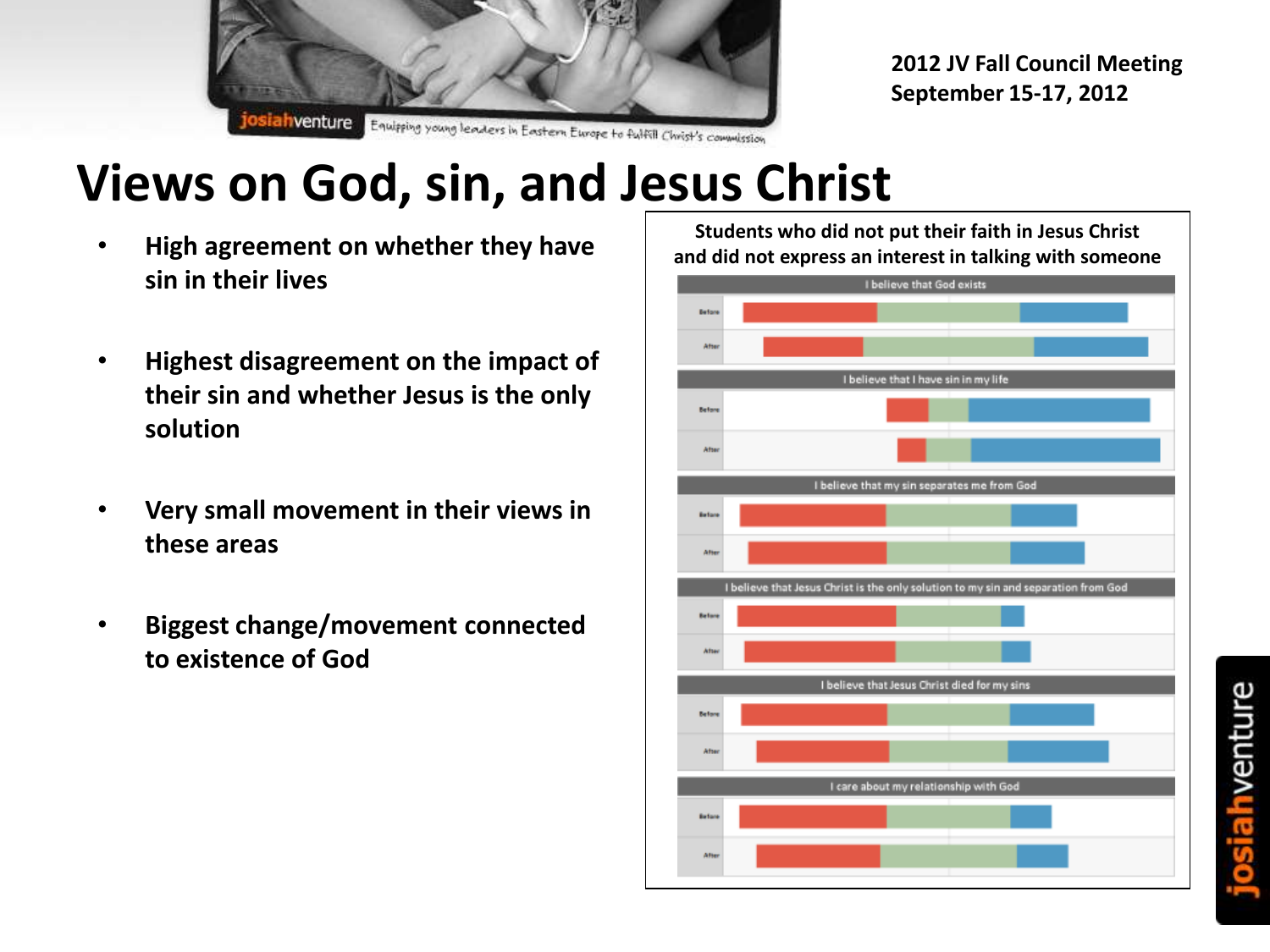2012 JV Fall Council Meeting
September 15-17, 2012

# Views on God, sin, and Jesus Christ

- **High agreement on whether they have sin in their lives**
- **Highest disagreement on the impact of their sin and whether Jesus is the only solution**
- **Very small movement in their views in these areas**
- **Biggest change/movement connected to existence of God**

**Students who did not put their faith in Jesus Christ and did not express an interest in talking with someone**

I believe that God exists

Before

After

I believe that I have sin in my life

Before

After

I believe that my sin separates me from God

Before

After

I believe that Jesus Christ is the only solution to my sin and separation from God

Before

After

I believe that Jesus Christ died for my sins

Before

After

I care about my relationship with God

Before

After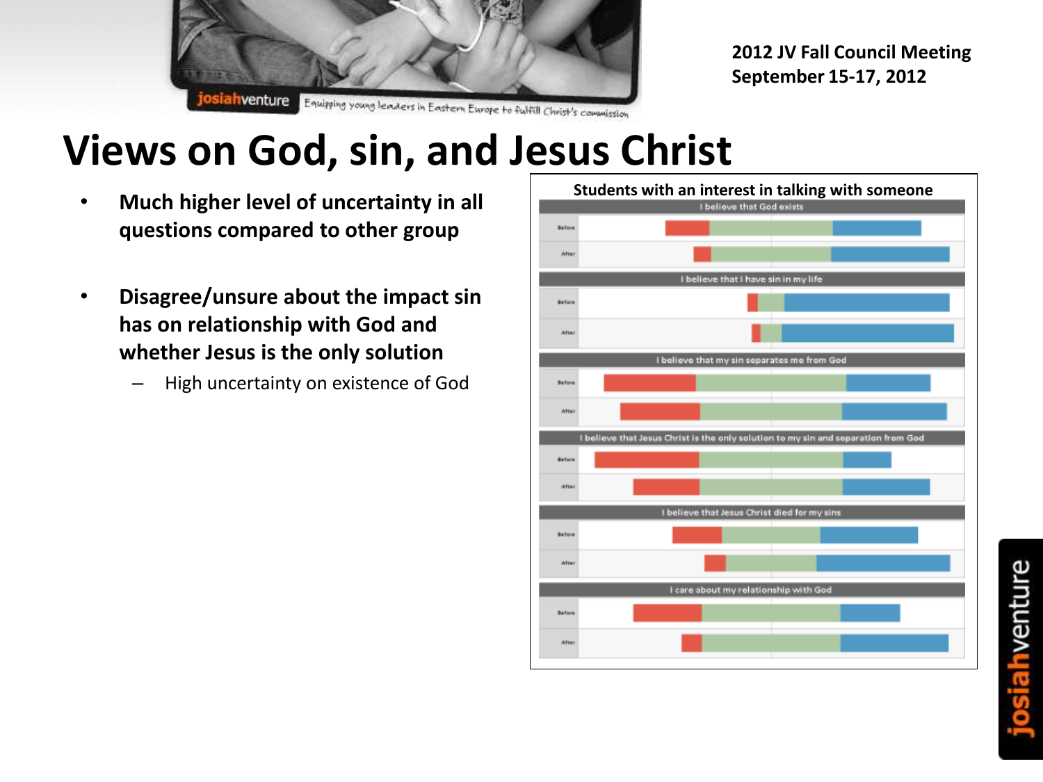# Views on God, sin, and Jesus Christ

- **Much higher level of uncertainty in all questions compared to other group**
- **Disagree/unsure about the impact sin has on relationship with God and whether Jesus is the only solution**
  - High uncertainty on existence of God

**Students with an interest in talking with someone**

I believe that God exists

Before

After

I believe that I have sin in my life

Before

After

I believe that my sin separates me from God

Before

After

I believe that Jesus Christ is the only solution to my sin and separation from God

Before

After

I believe that Jesus Christ died for my sins

Before

After

I care about my relationship with God

Before

After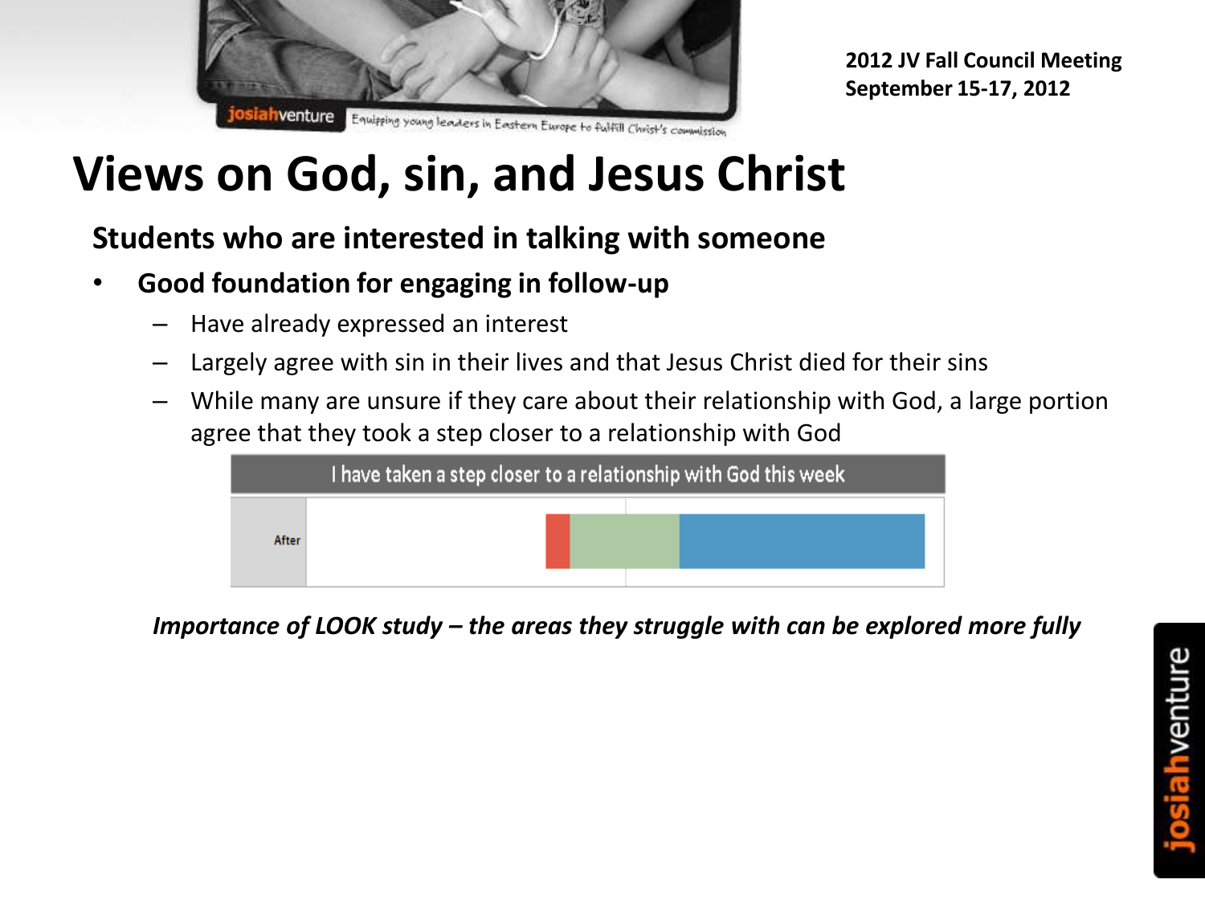# Views on God, sin, and Jesus Christ

## Students who are interested in talking with someone

- **Good foundation for engaging in follow-up**
  - Have already expressed an interest
  - Largely agree with sin in their lives and that Jesus Christ died for their sins
  - While many are unsure if they care about their relationship with God, a large portion agree that they took a step closer to a relationship with God

I have taken a step closer to a relationship with God this week

After

*Importance of LOOK study – the areas they struggle with can be explored more fully*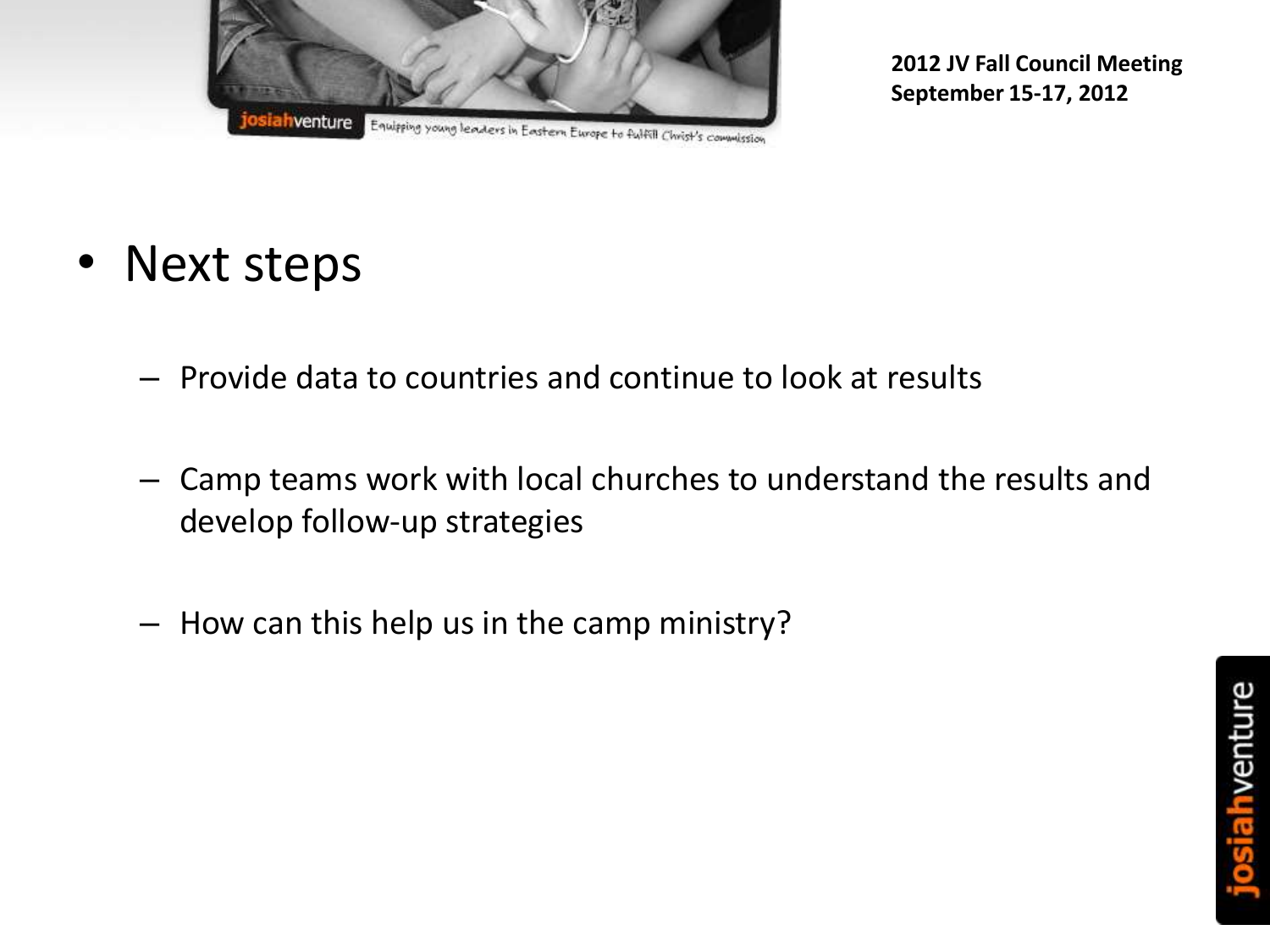- Next steps
  - Provide data to countries and continue to look at results
  - Camp teams work with local churches to understand the results and develop follow-up strategies
  - How can this help us in the camp ministry?